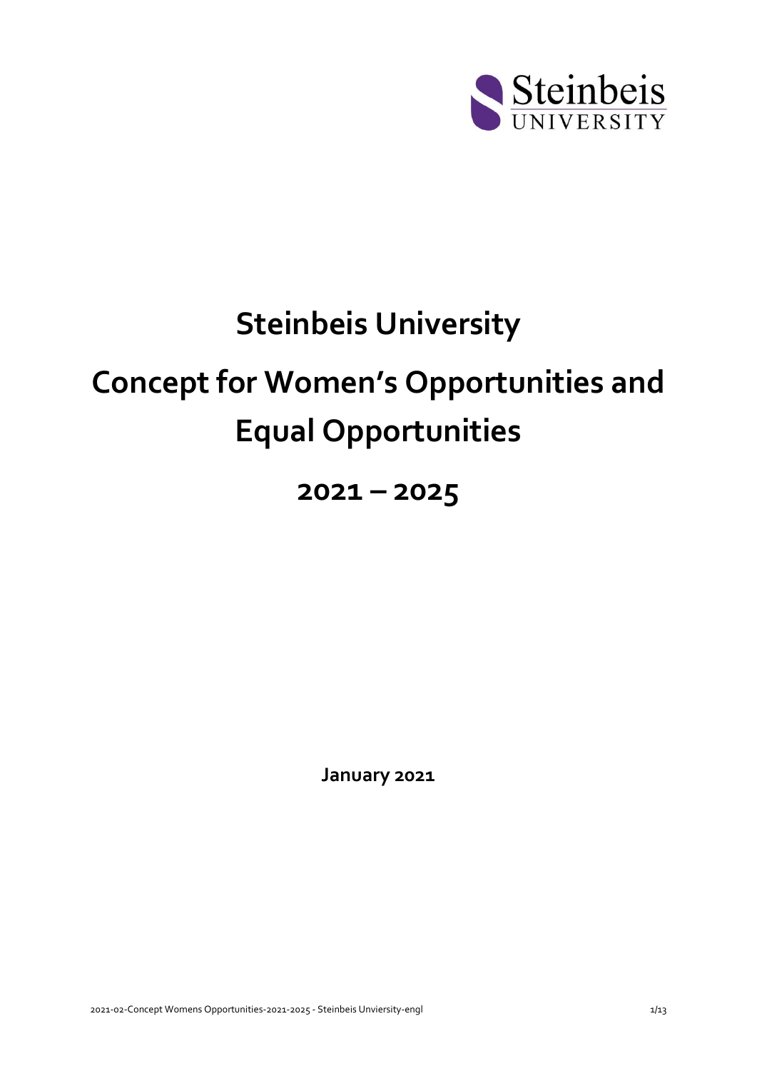# Steinbeis University

# Concept for Women's Opportunities and Equal Opportunities

## 2021 – 2025

**January 2021**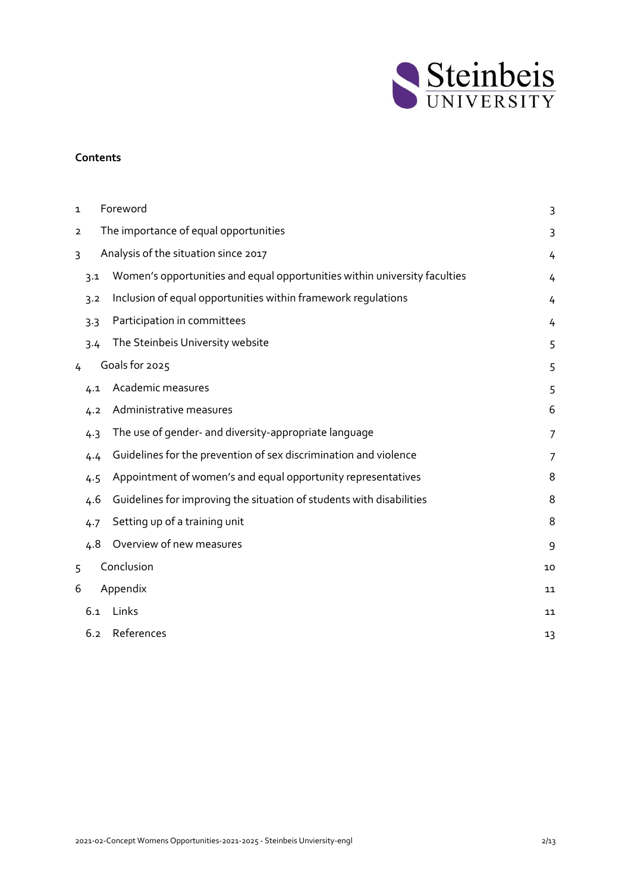**Contents**

| | | |
|---|---|---|
| 1 | Foreword | 3 |
| 2 | The importance of equal opportunities | 3 |
| 3 | Analysis of the situation since 2017 | 4 |
| 3.1 | Women's opportunities and equal opportunities within university faculties | 4 |
| 3.2 | Inclusion of equal opportunities within framework regulations | 4 |
| 3.3 | Participation in committees | 4 |
| 3.4 | The Steinbeis University website | 5 |
| 4 | Goals for 2025 | 5 |
| 4.1 | Academic measures | 5 |
| 4.2 | Administrative measures | 6 |
| 4.3 | The use of gender- and diversity-appropriate language | 7 |
| 4.4 | Guidelines for the prevention of sex discrimination and violence | 7 |
| 4.5 | Appointment of women's and equal opportunity representatives | 8 |
| 4.6 | Guidelines for improving the situation of students with disabilities | 8 |
| 4.7 | Setting up of a training unit | 8 |
| 4.8 | Overview of new measures | 9 |
| 5 | Conclusion | 10 |
| 6 | Appendix | 11 |
| 6.1 | Links | 11 |
| 6.2 | References | 13 |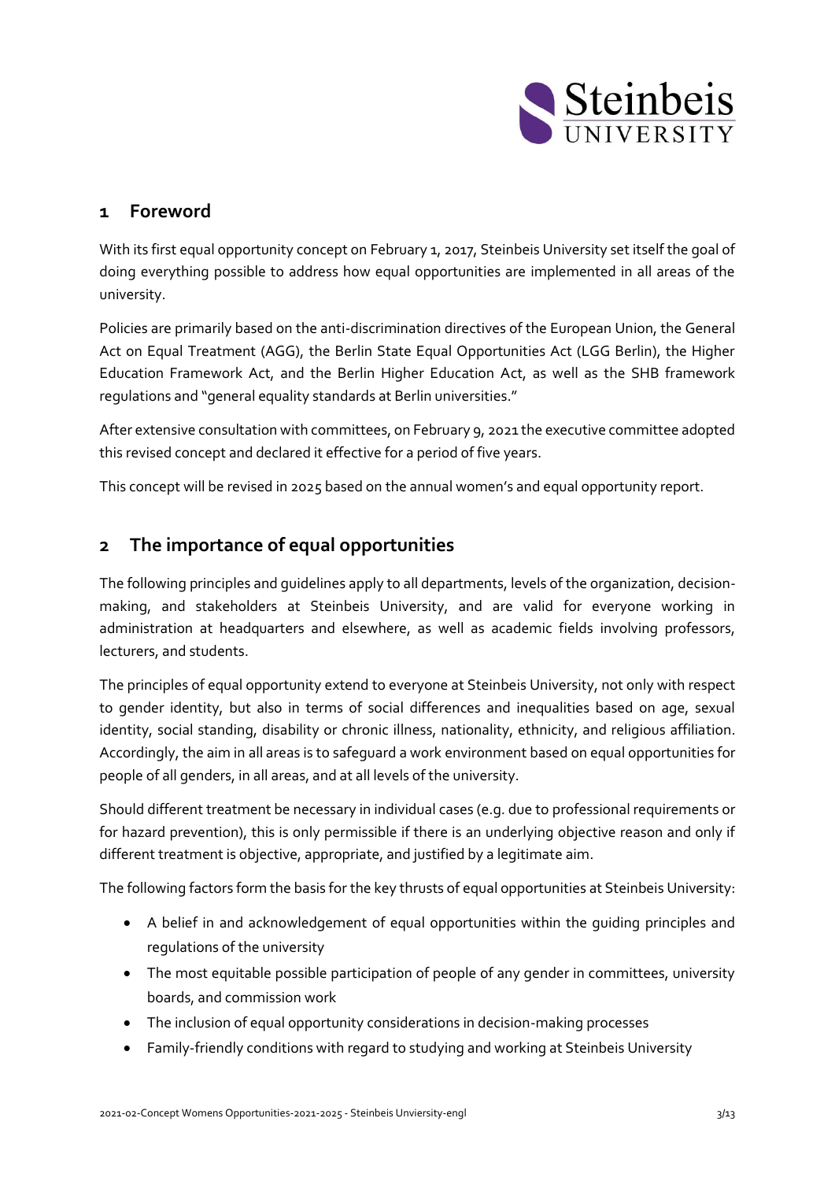## 1 Foreword

With its first equal opportunity concept on February 1, 2017, Steinbeis University set itself the goal of doing everything possible to address how equal opportunities are implemented in all areas of the university.

Policies are primarily based on the anti-discrimination directives of the European Union, the General Act on Equal Treatment (AGG), the Berlin State Equal Opportunities Act (LGG Berlin), the Higher Education Framework Act, and the Berlin Higher Education Act, as well as the SHB framework regulations and "general equality standards at Berlin universities."

After extensive consultation with committees, on February 9, 2021 the executive committee adopted this revised concept and declared it effective for a period of five years.

This concept will be revised in 2025 based on the annual women's and equal opportunity report.

## 2 The importance of equal opportunities

The following principles and guidelines apply to all departments, levels of the organization, decision-making, and stakeholders at Steinbeis University, and are valid for everyone working in administration at headquarters and elsewhere, as well as academic fields involving professors, lecturers, and students.

The principles of equal opportunity extend to everyone at Steinbeis University, not only with respect to gender identity, but also in terms of social differences and inequalities based on age, sexual identity, social standing, disability or chronic illness, nationality, ethnicity, and religious affiliation. Accordingly, the aim in all areas is to safeguard a work environment based on equal opportunities for people of all genders, in all areas, and at all levels of the university.

Should different treatment be necessary in individual cases (e.g. due to professional requirements or for hazard prevention), this is only permissible if there is an underlying objective reason and only if different treatment is objective, appropriate, and justified by a legitimate aim.

The following factors form the basis for the key thrusts of equal opportunities at Steinbeis University:

- A belief in and acknowledgement of equal opportunities within the guiding principles and regulations of the university
- The most equitable possible participation of people of any gender in committees, university boards, and commission work
- The inclusion of equal opportunity considerations in decision-making processes
- Family-friendly conditions with regard to studying and working at Steinbeis University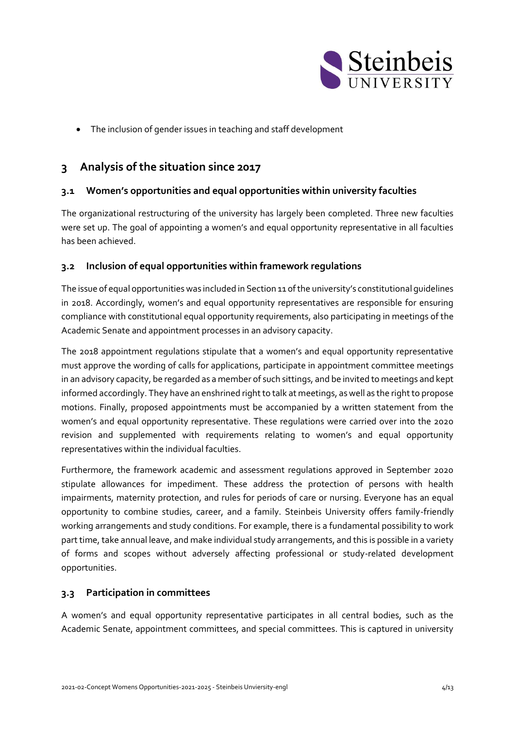- The inclusion of gender issues in teaching and staff development

# 3 Analysis of the situation since 2017

## 3.1 Women's opportunities and equal opportunities within university faculties

The organizational restructuring of the university has largely been completed. Three new faculties were set up. The goal of appointing a women's and equal opportunity representative in all faculties has been achieved.

## 3.2 Inclusion of equal opportunities within framework regulations

The issue of equal opportunities was included in Section 11 of the university's constitutional guidelines in 2018. Accordingly, women's and equal opportunity representatives are responsible for ensuring compliance with constitutional equal opportunity requirements, also participating in meetings of the Academic Senate and appointment processes in an advisory capacity.

The 2018 appointment regulations stipulate that a women's and equal opportunity representative must approve the wording of calls for applications, participate in appointment committee meetings in an advisory capacity, be regarded as a member of such sittings, and be invited to meetings and kept informed accordingly. They have an enshrined right to talk at meetings, as well as the right to propose motions. Finally, proposed appointments must be accompanied by a written statement from the women's and equal opportunity representative. These regulations were carried over into the 2020 revision and supplemented with requirements relating to women's and equal opportunity representatives within the individual faculties.

Furthermore, the framework academic and assessment regulations approved in September 2020 stipulate allowances for impediment. These address the protection of persons with health impairments, maternity protection, and rules for periods of care or nursing. Everyone has an equal opportunity to combine studies, career, and a family. Steinbeis University offers family-friendly working arrangements and study conditions. For example, there is a fundamental possibility to work part time, take annual leave, and make individual study arrangements, and this is possible in a variety of forms and scopes without adversely affecting professional or study-related development opportunities.

## 3.3 Participation in committees

A women's and equal opportunity representative participates in all central bodies, such as the Academic Senate, appointment committees, and special committees. This is captured in university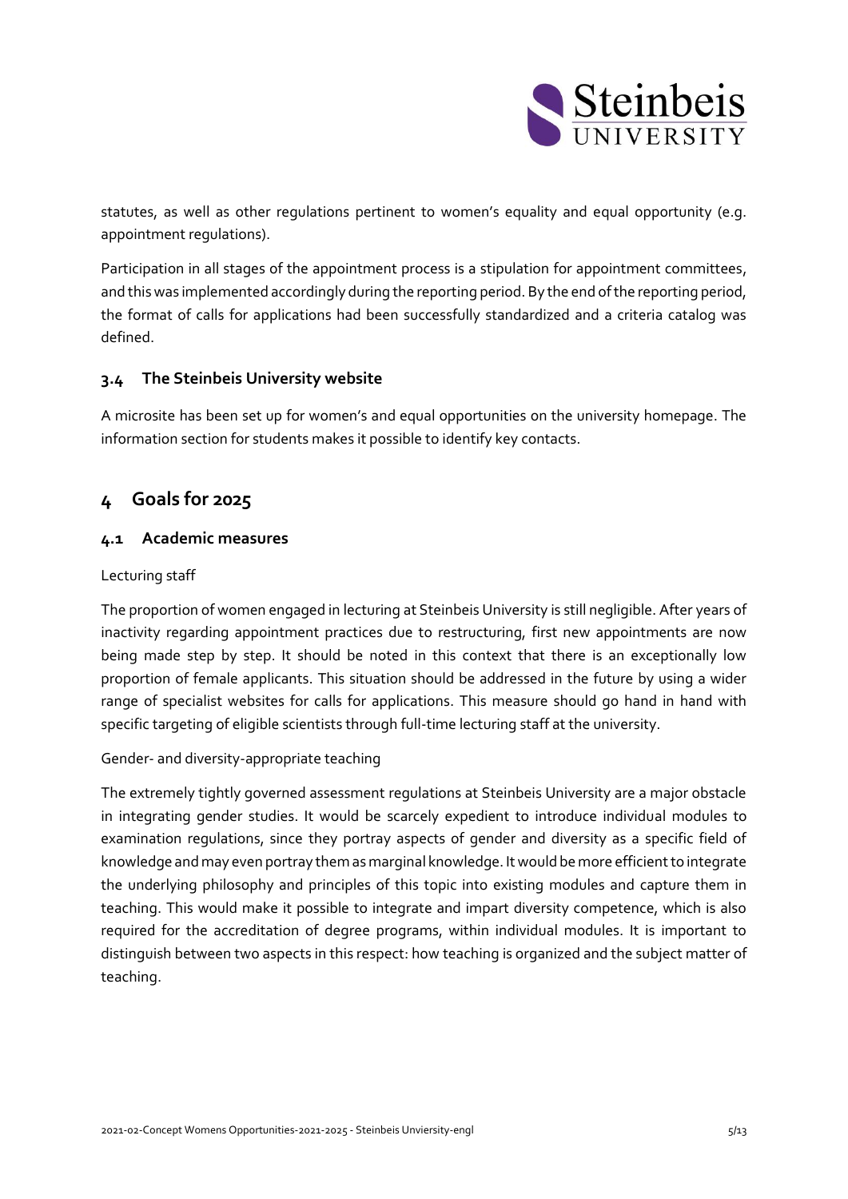statutes, as well as other regulations pertinent to women's equality and equal opportunity (e.g. appointment regulations).

Participation in all stages of the appointment process is a stipulation for appointment committees, and this was implemented accordingly during the reporting period. By the end of the reporting period, the format of calls for applications had been successfully standardized and a criteria catalog was defined.

### 3.4 The Steinbeis University website

A microsite has been set up for women's and equal opportunities on the university homepage. The information section for students makes it possible to identify key contacts.

## 4 Goals for 2025

### 4.1 Academic measures

Lecturing staff

The proportion of women engaged in lecturing at Steinbeis University is still negligible. After years of inactivity regarding appointment practices due to restructuring, first new appointments are now being made step by step. It should be noted in this context that there is an exceptionally low proportion of female applicants. This situation should be addressed in the future by using a wider range of specialist websites for calls for applications. This measure should go hand in hand with specific targeting of eligible scientists through full-time lecturing staff at the university.

Gender- and diversity-appropriate teaching

The extremely tightly governed assessment regulations at Steinbeis University are a major obstacle in integrating gender studies. It would be scarcely expedient to introduce individual modules to examination regulations, since they portray aspects of gender and diversity as a specific field of knowledge and may even portray them as marginal knowledge. It would be more efficient to integrate the underlying philosophy and principles of this topic into existing modules and capture them in teaching. This would make it possible to integrate and impart diversity competence, which is also required for the accreditation of degree programs, within individual modules. It is important to distinguish between two aspects in this respect: how teaching is organized and the subject matter of teaching.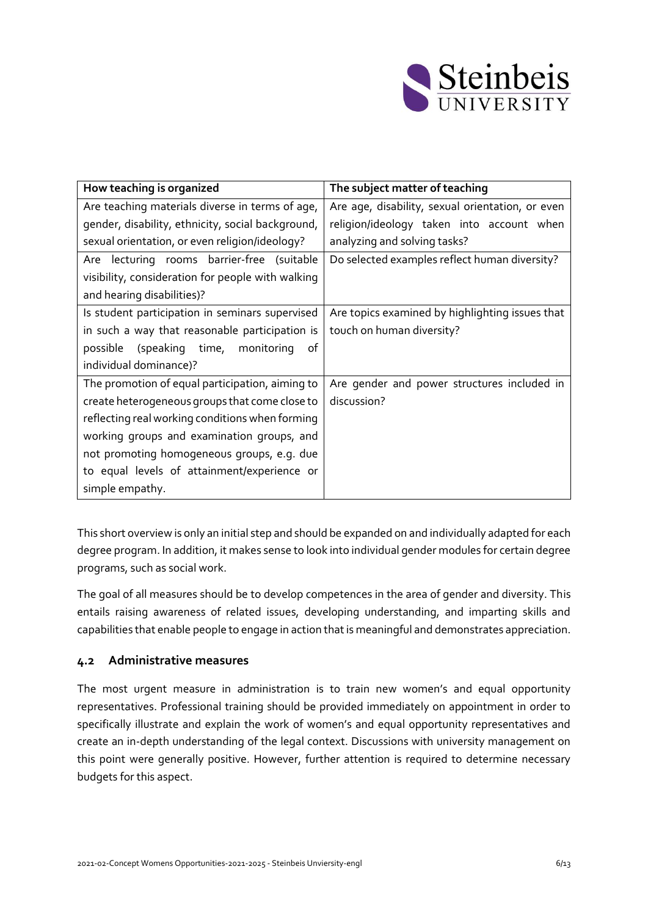| How teaching is organized | The subject matter of teaching |
| --- | --- |
| Are teaching materials diverse in terms of age, gender, disability, ethnicity, social background, sexual orientation, or even religion/ideology? | Are age, disability, sexual orientation, or even religion/ideology taken into account when analyzing and solving tasks? |
| Are lecturing rooms barrier-free (suitable visibility, consideration for people with walking and hearing disabilities)? | Do selected examples reflect human diversity? |
| Is student participation in seminars supervised in such a way that reasonable participation is possible (speaking time, monitoring of individual dominance)? | Are topics examined by highlighting issues that touch on human diversity? |
| The promotion of equal participation, aiming to create heterogeneous groups that come close to reflecting real working conditions when forming working groups and examination groups, and not promoting homogeneous groups, e.g. due to equal levels of attainment/experience or simple empathy. | Are gender and power structures included in discussion? |

This short overview is only an initial step and should be expanded on and individually adapted for each degree program. In addition, it makes sense to look into individual gender modules for certain degree programs, such as social work.

The goal of all measures should be to develop competences in the area of gender and diversity. This entails raising awareness of related issues, developing understanding, and imparting skills and capabilities that enable people to engage in action that is meaningful and demonstrates appreciation.

### 4.2 Administrative measures

The most urgent measure in administration is to train new women's and equal opportunity representatives. Professional training should be provided immediately on appointment in order to specifically illustrate and explain the work of women's and equal opportunity representatives and create an in-depth understanding of the legal context. Discussions with university management on this point were generally positive. However, further attention is required to determine necessary budgets for this aspect.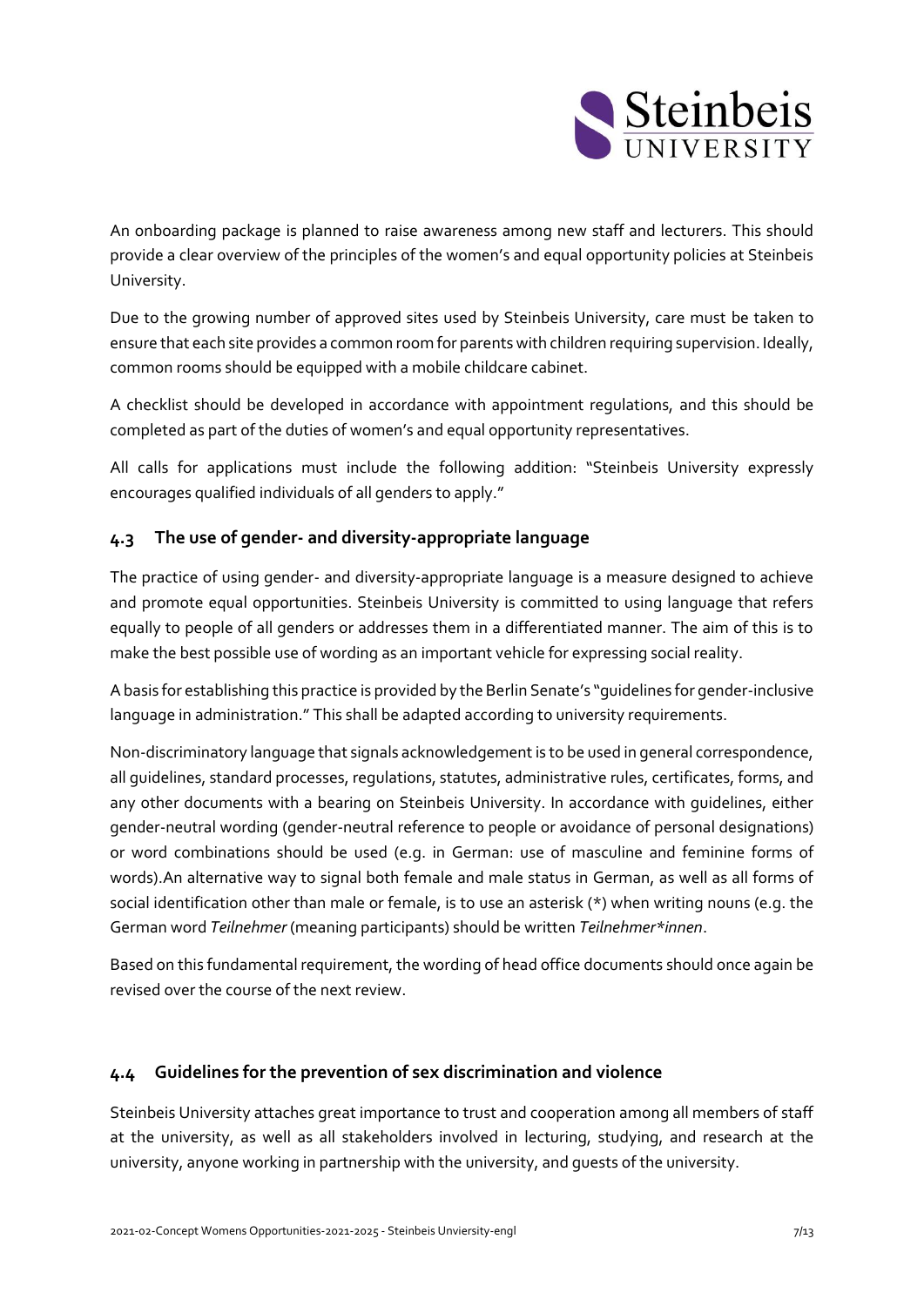An onboarding package is planned to raise awareness among new staff and lecturers. This should provide a clear overview of the principles of the women's and equal opportunity policies at Steinbeis University.

Due to the growing number of approved sites used by Steinbeis University, care must be taken to ensure that each site provides a common room for parents with children requiring supervision. Ideally, common rooms should be equipped with a mobile childcare cabinet.

A checklist should be developed in accordance with appointment regulations, and this should be completed as part of the duties of women's and equal opportunity representatives.

All calls for applications must include the following addition: "Steinbeis University expressly encourages qualified individuals of all genders to apply."

## 4.3 The use of gender- and diversity-appropriate language

The practice of using gender- and diversity-appropriate language is a measure designed to achieve and promote equal opportunities. Steinbeis University is committed to using language that refers equally to people of all genders or addresses them in a differentiated manner. The aim of this is to make the best possible use of wording as an important vehicle for expressing social reality.

A basis for establishing this practice is provided by the Berlin Senate's "guidelines for gender-inclusive language in administration." This shall be adapted according to university requirements.

Non-discriminatory language that signals acknowledgement is to be used in general correspondence, all guidelines, standard processes, regulations, statutes, administrative rules, certificates, forms, and any other documents with a bearing on Steinbeis University. In accordance with guidelines, either gender-neutral wording (gender-neutral reference to people or avoidance of personal designations) or word combinations should be used (e.g. in German: use of masculine and feminine forms of words).An alternative way to signal both female and male status in German, as well as all forms of social identification other than male or female, is to use an asterisk (*) when writing nouns (e.g. the German word *Teilnehmer* (meaning participants) should be written *Teilnehmer*innen*.

Based on this fundamental requirement, the wording of head office documents should once again be revised over the course of the next review.

## 4.4 Guidelines for the prevention of sex discrimination and violence

Steinbeis University attaches great importance to trust and cooperation among all members of staff at the university, as well as all stakeholders involved in lecturing, studying, and research at the university, anyone working in partnership with the university, and guests of the university.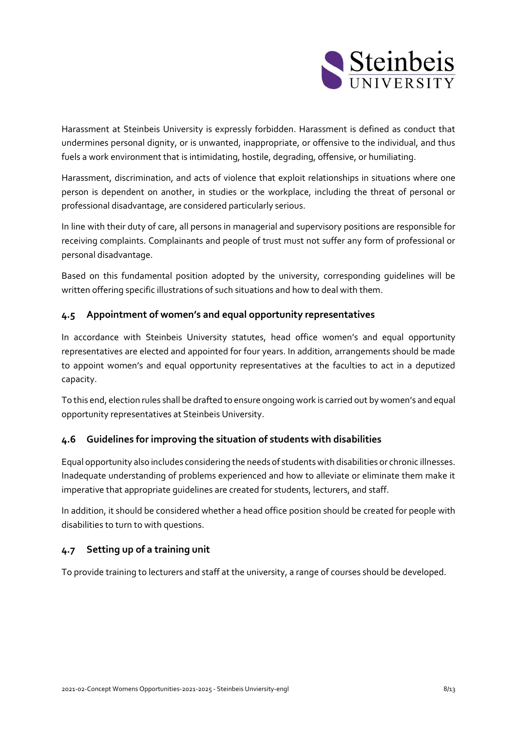Harassment at Steinbeis University is expressly forbidden. Harassment is defined as conduct that undermines personal dignity, or is unwanted, inappropriate, or offensive to the individual, and thus fuels a work environment that is intimidating, hostile, degrading, offensive, or humiliating.

Harassment, discrimination, and acts of violence that exploit relationships in situations where one person is dependent on another, in studies or the workplace, including the threat of personal or professional disadvantage, are considered particularly serious.

In line with their duty of care, all persons in managerial and supervisory positions are responsible for receiving complaints. Complainants and people of trust must not suffer any form of professional or personal disadvantage.

Based on this fundamental position adopted by the university, corresponding guidelines will be written offering specific illustrations of such situations and how to deal with them.

### 4.5 Appointment of women's and equal opportunity representatives

In accordance with Steinbeis University statutes, head office women's and equal opportunity representatives are elected and appointed for four years. In addition, arrangements should be made to appoint women's and equal opportunity representatives at the faculties to act in a deputized capacity.

To this end, election rules shall be drafted to ensure ongoing work is carried out by women's and equal opportunity representatives at Steinbeis University.

### 4.6 Guidelines for improving the situation of students with disabilities

Equal opportunity also includes considering the needs of students with disabilities or chronic illnesses. Inadequate understanding of problems experienced and how to alleviate or eliminate them make it imperative that appropriate guidelines are created for students, lecturers, and staff.

In addition, it should be considered whether a head office position should be created for people with disabilities to turn to with questions.

### 4.7 Setting up of a training unit

To provide training to lecturers and staff at the university, a range of courses should be developed.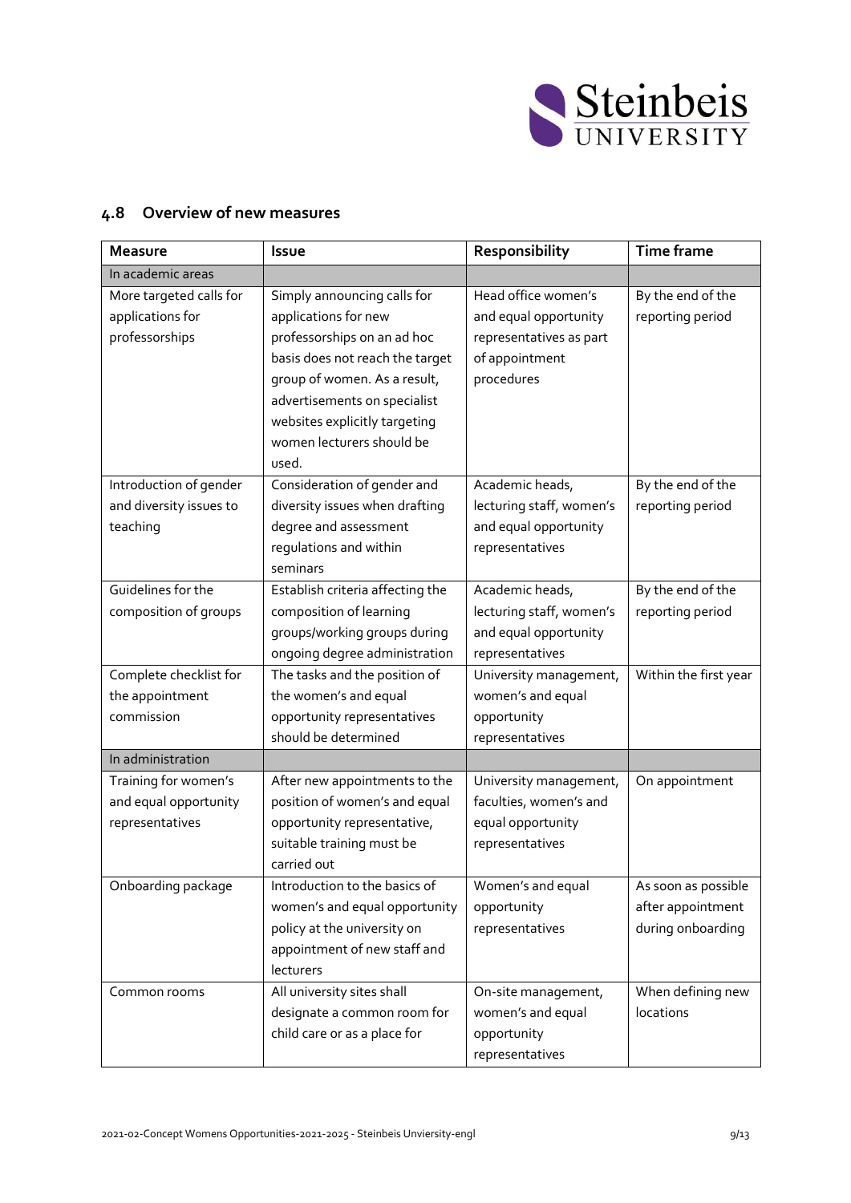## 4.8 Overview of new measures

| Measure | Issue | Responsibility | Time frame |
|---|---|---|---|
| In academic areas | | | |
| More targeted calls for applications for professorships | Simply announcing calls for applications for new professorships on an ad hoc basis does not reach the target group of women. As a result, advertisements on specialist websites explicitly targeting women lecturers should be used. | Head office women's and equal opportunity representatives as part of appointment procedures | By the end of the reporting period |
| Introduction of gender and diversity issues to teaching | Consideration of gender and diversity issues when drafting degree and assessment regulations and within seminars | Academic heads, lecturing staff, women's and equal opportunity representatives | By the end of the reporting period |
| Guidelines for the composition of groups | Establish criteria affecting the composition of learning groups/working groups during ongoing degree administration | Academic heads, lecturing staff, women's and equal opportunity representatives | By the end of the reporting period |
| Complete checklist for the appointment commission | The tasks and the position of the women's and equal opportunity representatives should be determined | University management, women's and equal opportunity representatives | Within the first year |
| In administration | | | |
| Training for women's and equal opportunity representatives | After new appointments to the position of women's and equal opportunity representative, suitable training must be carried out | University management, faculties, women's and equal opportunity representatives | On appointment |
| Onboarding package | Introduction to the basics of women's and equal opportunity policy at the university on appointment of new staff and lecturers | Women's and equal opportunity representatives | As soon as possible after appointment during onboarding |
| Common rooms | All university sites shall designate a common room for child care or as a place for | On-site management, women's and equal opportunity representatives | When defining new locations |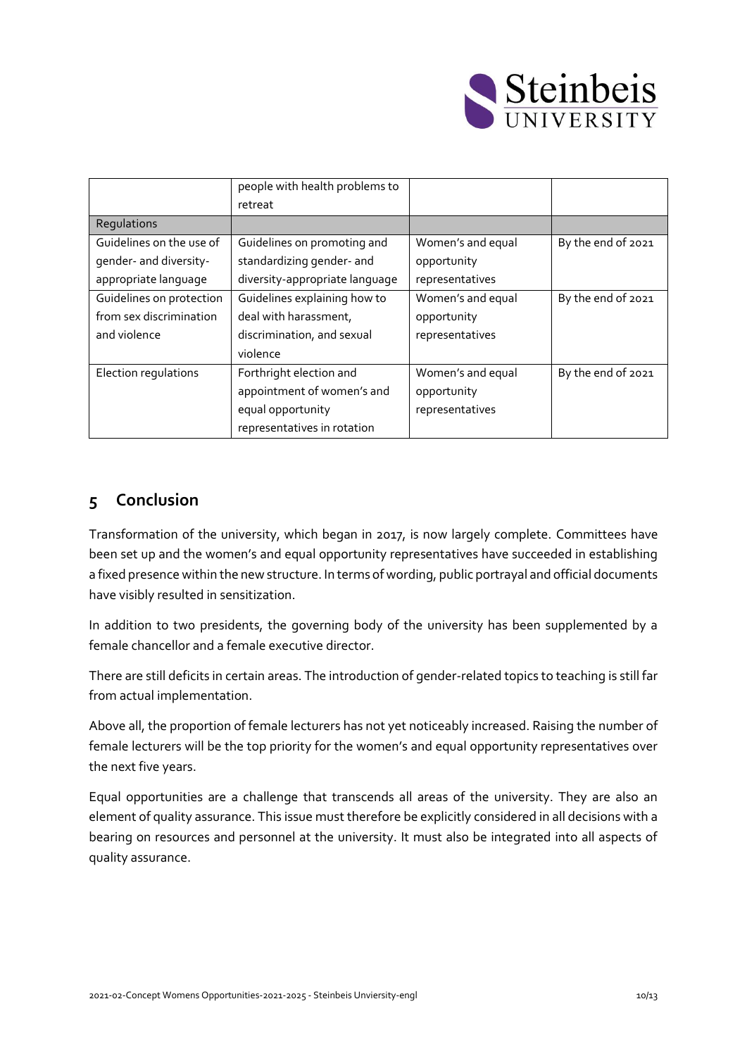| | people with health problems to retreat | | |
|---|---|---|---|
| Regulations | | | |
| Guidelines on the use of gender- and diversity-appropriate language | Guidelines on promoting and standardizing gender- and diversity-appropriate language | Women's and equal opportunity representatives | By the end of 2021 |
| Guidelines on protection from sex discrimination and violence | Guidelines explaining how to deal with harassment, discrimination, and sexual violence | Women's and equal opportunity representatives | By the end of 2021 |
| Election regulations | Forthright election and appointment of women's and equal opportunity representatives in rotation | Women's and equal opportunity representatives | By the end of 2021 |

## 5 Conclusion

Transformation of the university, which began in 2017, is now largely complete. Committees have been set up and the women's and equal opportunity representatives have succeeded in establishing a fixed presence within the new structure. In terms of wording, public portrayal and official documents have visibly resulted in sensitization.

In addition to two presidents, the governing body of the university has been supplemented by a female chancellor and a female executive director.

There are still deficits in certain areas. The introduction of gender-related topics to teaching is still far from actual implementation.

Above all, the proportion of female lecturers has not yet noticeably increased. Raising the number of female lecturers will be the top priority for the women's and equal opportunity representatives over the next five years.

Equal opportunities are a challenge that transcends all areas of the university. They are also an element of quality assurance. This issue must therefore be explicitly considered in all decisions with a bearing on resources and personnel at the university. It must also be integrated into all aspects of quality assurance.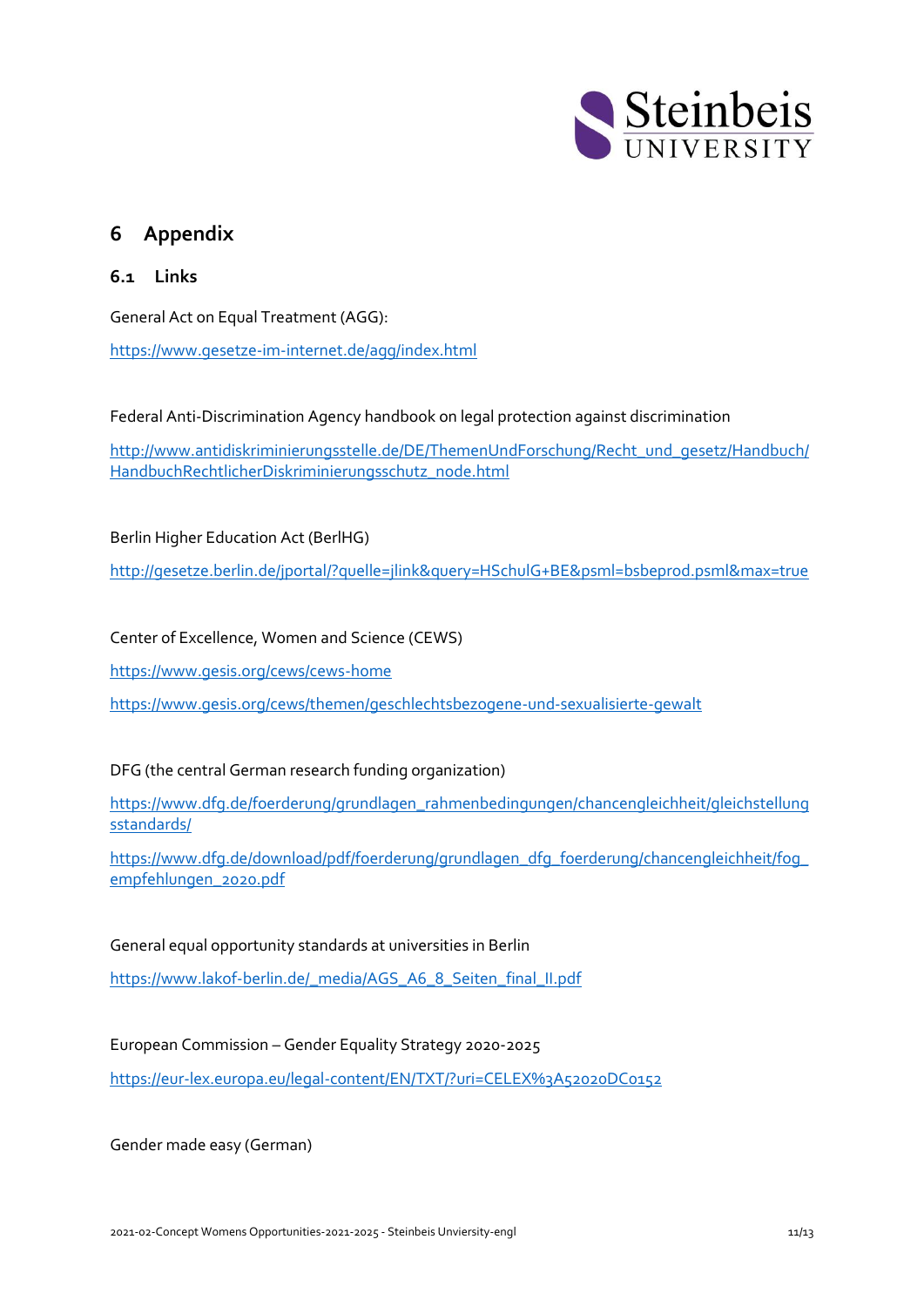# 6 Appendix

## 6.1 Links

General Act on Equal Treatment (AGG):

https://www.gesetze-im-internet.de/agg/index.html

Federal Anti-Discrimination Agency handbook on legal protection against discrimination

http://www.antidiskriminierungsstelle.de/DE/ThemenUndForschung/Recht_und_gesetz/Handbuch/HandbuchRechtlicherDiskriminierungsschutz_node.html

Berlin Higher Education Act (BerlHG)

http://gesetze.berlin.de/jportal/?quelle=jlink&query=HSchulG+BE&psml=bsbeprod.psml&max=true

Center of Excellence, Women and Science (CEWS)

https://www.gesis.org/cews/cews-home

https://www.gesis.org/cews/themen/geschlechtsbezogene-und-sexualisierte-gewalt

DFG (the central German research funding organization)

https://www.dfg.de/foerderung/grundlagen_rahmenbedingungen/chancengleichheit/gleichstellungsstandards/

https://www.dfg.de/download/pdf/foerderung/grundlagen_dfg_foerderung/chancengleichheit/fog_empfehlungen_2020.pdf

General equal opportunity standards at universities in Berlin

https://www.lakof-berlin.de/_media/AGS_A6_8_Seiten_final_II.pdf

European Commission – Gender Equality Strategy 2020-2025

https://eur-lex.europa.eu/legal-content/EN/TXT/?uri=CELEX%3A52020DC0152

Gender made easy (German)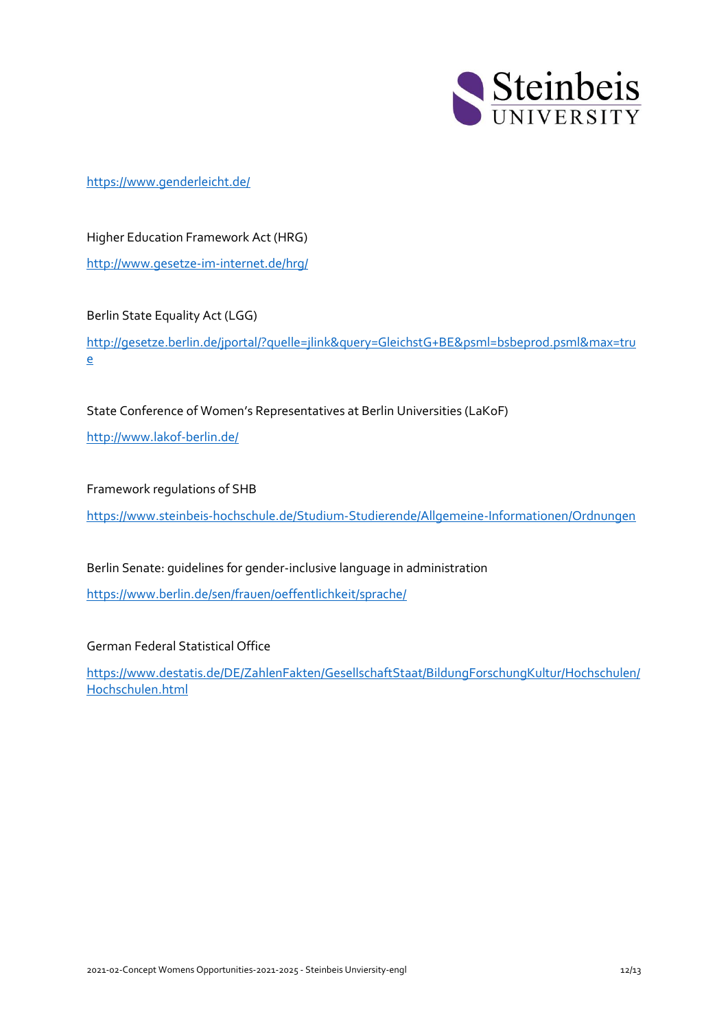https://www.genderleicht.de/

Higher Education Framework Act (HRG)

http://www.gesetze-im-internet.de/hrg/

Berlin State Equality Act (LGG)

http://gesetze.berlin.de/jportal/?quelle=jlink&query=GleichstG+BE&psml=bsbeprod.psml&max=true

State Conference of Women's Representatives at Berlin Universities (LaKoF)

http://www.lakof-berlin.de/

Framework regulations of SHB

https://www.steinbeis-hochschule.de/Studium-Studierende/Allgemeine-Informationen/Ordnungen

Berlin Senate: guidelines for gender-inclusive language in administration

https://www.berlin.de/sen/frauen/oeffentlichkeit/sprache/

German Federal Statistical Office

https://www.destatis.de/DE/ZahlenFakten/GesellschaftStaat/BildungForschungKultur/Hochschulen/Hochschulen.html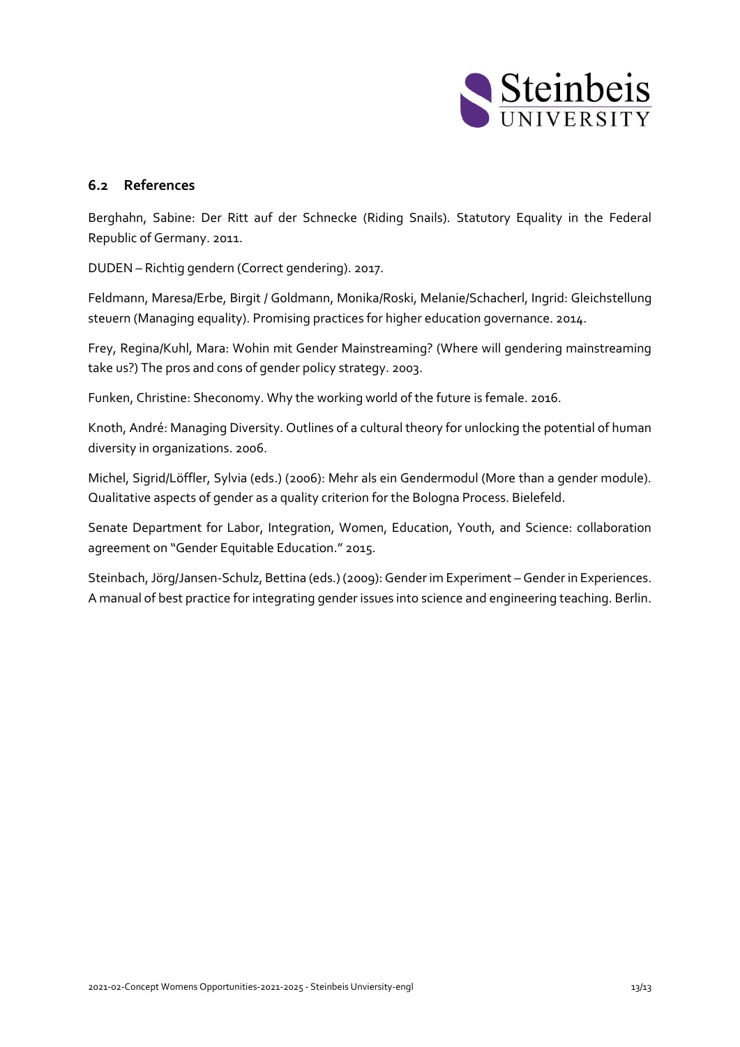## 6.2 References

Berghahn, Sabine: Der Ritt auf der Schnecke (Riding Snails). Statutory Equality in the Federal Republic of Germany. 2011.

DUDEN – Richtig gendern (Correct gendering). 2017.

Feldmann, Maresa/Erbe, Birgit / Goldmann, Monika/Roski, Melanie/Schacherl, Ingrid: Gleichstellung steuern (Managing equality). Promising practices for higher education governance. 2014.

Frey, Regina/Kuhl, Mara: Wohin mit Gender Mainstreaming? (Where will gendering mainstreaming take us?) The pros and cons of gender policy strategy. 2003.

Funken, Christine: Sheconomy. Why the working world of the future is female. 2016.

Knoth, André: Managing Diversity. Outlines of a cultural theory for unlocking the potential of human diversity in organizations. 2006.

Michel, Sigrid/Löffler, Sylvia (eds.) (2006): Mehr als ein Gendermodul (More than a gender module). Qualitative aspects of gender as a quality criterion for the Bologna Process. Bielefeld.

Senate Department for Labor, Integration, Women, Education, Youth, and Science: collaboration agreement on "Gender Equitable Education." 2015.

Steinbach, Jörg/Jansen-Schulz, Bettina (eds.) (2009): Gender im Experiment – Gender in Experiences. A manual of best practice for integrating gender issues into science and engineering teaching. Berlin.